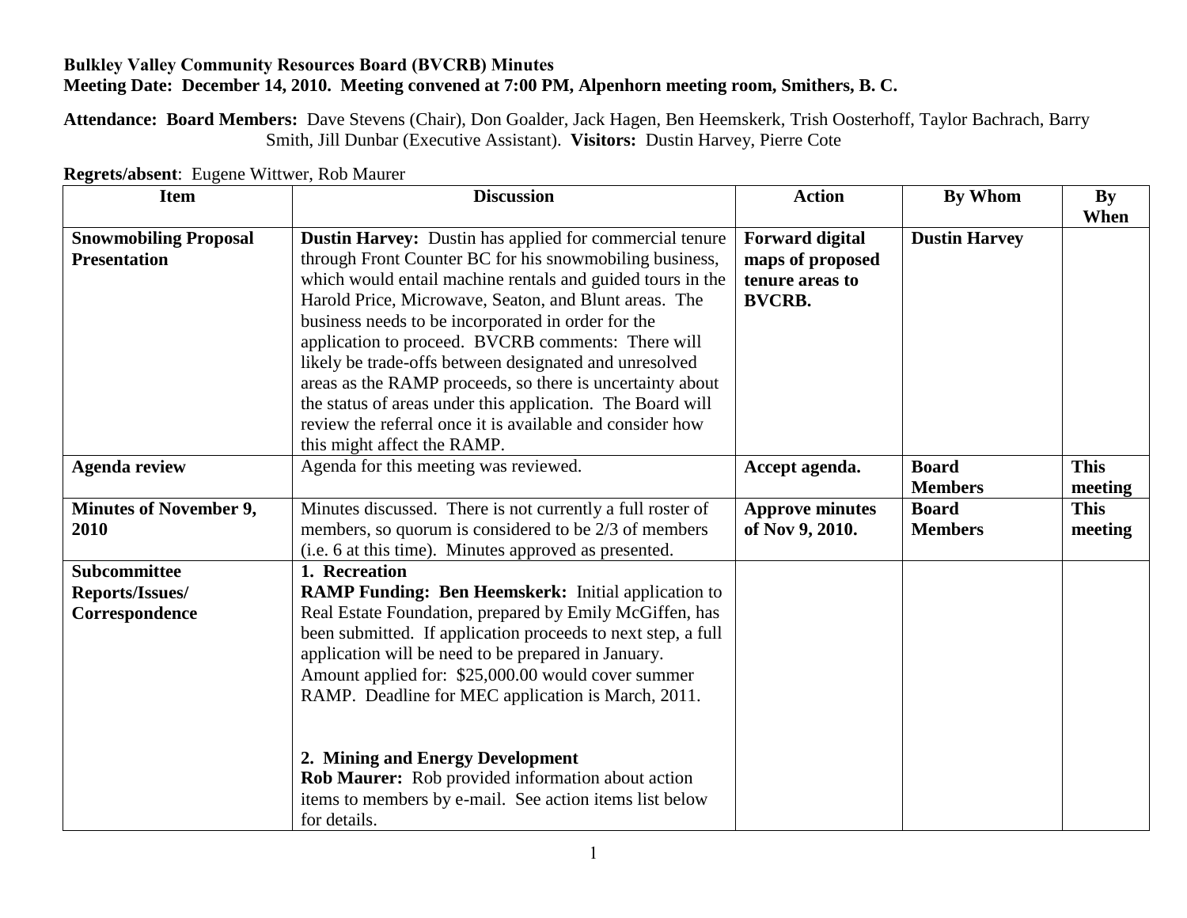**Bulkley Valley Community Resources Board (BVCRB) Minutes**
**Meeting Date: December 14, 2010. Meeting convened at 7:00 PM, Alpenhorn meeting room, Smithers, B. C.**

**Attendance: Board Members:** Dave Stevens (Chair), Don Goalder, Jack Hagen, Ben Heemskerk, Trish Oosterhoff, Taylor Bachrach, Barry Smith, Jill Dunbar (Executive Assistant). **Visitors:** Dustin Harvey, Pierre Cote

**Regrets/absent**: Eugene Wittwer, Rob Maurer

| Item | Discussion | Action | By Whom | By When |
|---|---|---|---|---|
| **Snowmobiling Proposal Presentation** | **Dustin Harvey:** Dustin has applied for commercial tenure through Front Counter BC for his snowmobiling business, which would entail machine rentals and guided tours in the Harold Price, Microwave, Seaton, and Blunt areas. The business needs to be incorporated in order for the application to proceed. BVCRB comments: There will likely be trade-offs between designated and unresolved areas as the RAMP proceeds, so there is uncertainty about the status of areas under this application. The Board will review the referral once it is available and consider how this might affect the RAMP. | **Forward digital maps of proposed tenure areas to BVCRB.** | **Dustin Harvey** | |
| **Agenda review** | Agenda for this meeting was reviewed. | **Accept agenda.** | **Board Members** | **This meeting** |
| **Minutes of November 9, 2010** | Minutes discussed. There is not currently a full roster of members, so quorum is considered to be 2/3 of members (i.e. 6 at this time). Minutes approved as presented. | **Approve minutes of Nov 9, 2010.** | **Board Members** | **This meeting** |
| **Subcommittee Reports/Issues/ Correspondence** | **1. Recreation**<br>**RAMP Funding: Ben Heemskerk:** Initial application to Real Estate Foundation, prepared by Emily McGiffen, has been submitted. If application proceeds to next step, a full application will be need to be prepared in January. Amount applied for: $25,000.00 would cover summer RAMP. Deadline for MEC application is March, 2011.<br><br>**2. Mining and Energy Development**<br>**Rob Maurer:** Rob provided information about action items to members by e-mail. See action items list below for details. | | | |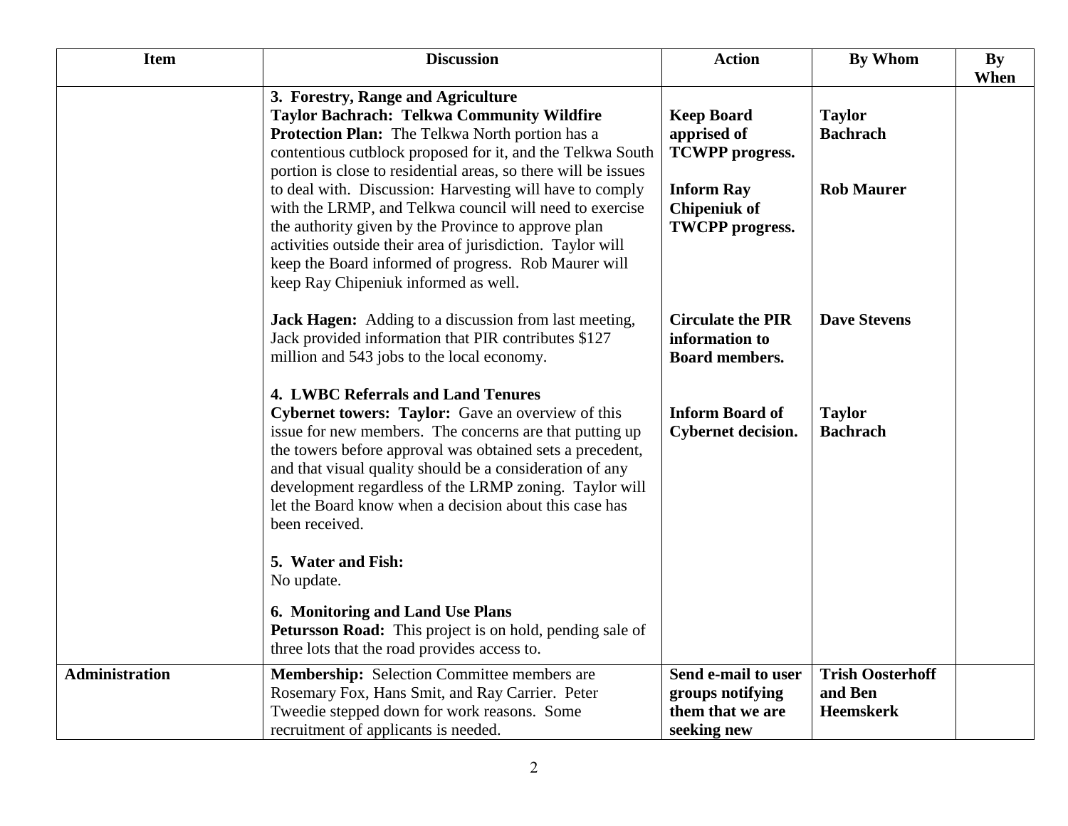| Item | Discussion | Action | By Whom | By When |
|---|---|---|---|---|
| | **3. Forestry, Range and Agriculture**<br>**Taylor Bachrach: Telkwa Community Wildfire Protection Plan:** The Telkwa North portion has a contentious cutblock proposed for it, and the Telkwa South portion is close to residential areas, so there will be issues to deal with. Discussion: Harvesting will have to comply with the LRMP, and Telkwa council will need to exercise the authority given by the Province to approve plan activities outside their area of jurisdiction. Taylor will keep the Board informed of progress. Rob Maurer will keep Ray Chipeniuk informed as well. | **Keep Board apprised of TCWPP progress.**<br><br>**Inform Ray Chipeniuk of TWCPP progress.** | **Taylor Bachrach**<br><br>**Rob Maurer** | |
| | **Jack Hagen:** Adding to a discussion from last meeting, Jack provided information that PIR contributes $127 million and 543 jobs to the local economy. | **Circulate the PIR information to Board members.** | **Dave Stevens** | |
| | **4. LWBC Referrals and Land Tenures**<br>**Cybernet towers: Taylor:** Gave an overview of this issue for new members. The concerns are that putting up the towers before approval was obtained sets a precedent, and that visual quality should be a consideration of any development regardless of the LRMP zoning. Taylor will let the Board know when a decision about this case has been received. | **Inform Board of Cybernet decision.** | **Taylor Bachrach** | |
| | **5. Water and Fish:**<br>No update. | | | |
| | **6. Monitoring and Land Use Plans**<br>**Petursson Road:** This project is on hold, pending sale of three lots that the road provides access to. | | | |
| **Administration** | **Membership:** Selection Committee members are Rosemary Fox, Hans Smit, and Ray Carrier. Peter Tweedie stepped down for work reasons. Some recruitment of applicants is needed. | **Send e-mail to user groups notifying them that we are seeking new** | **Trish Oosterhoff and Ben Heemskerk** | |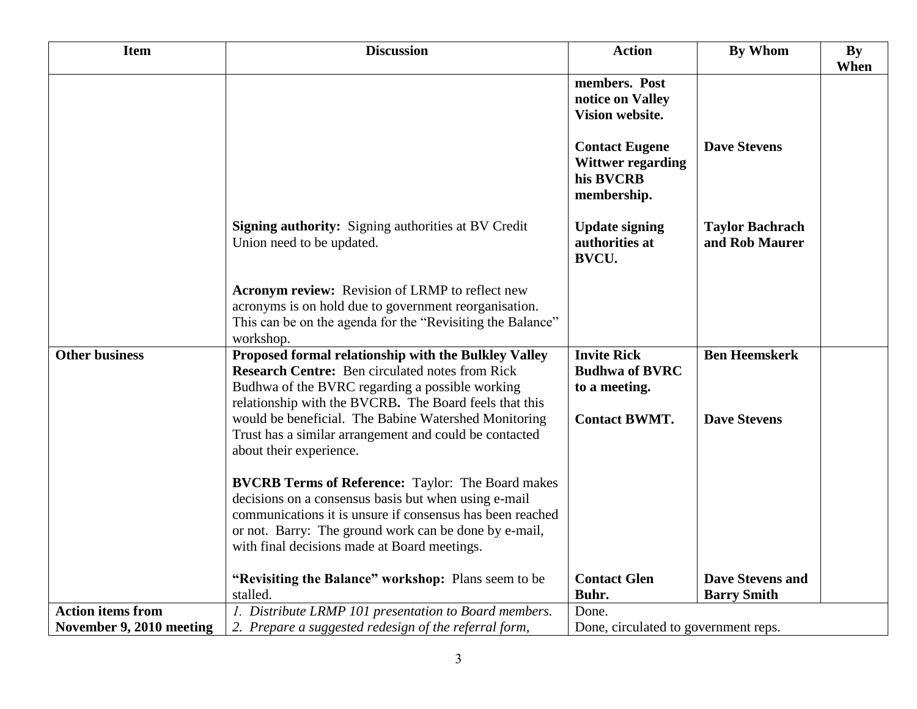| Item | Discussion | Action | By Whom | By When |
|---|---|---|---|---|
| | | **members. Post notice on Valley Vision website.** | | |
| | | **Contact Eugene Wittwer regarding his BVCRB membership.** | **Dave Stevens** | |
| | **Signing authority:** Signing authorities at BV Credit Union need to be updated. | **Update signing authorities at BVCU.** | **Taylor Bachrach and Rob Maurer** | |
| | **Acronym review:** Revision of LRMP to reflect new acronyms is on hold due to government reorganisation. This can be on the agenda for the "Revisiting the Balance" workshop. | | | |
| **Other business** | **Proposed formal relationship with the Bulkley Valley Research Centre:** Ben circulated notes from Rick Budhwa of the BVRC regarding a possible working relationship with the BVCRB**.** The Board feels that this would be beneficial. The Babine Watershed Monitoring Trust has a similar arrangement and could be contacted about their experience. | **Invite Rick Budhwa of BVRC to a meeting.** | **Ben Heemskerk** | |
| | | **Contact BWMT.** | **Dave Stevens** | |
| | **BVCRB Terms of Reference:** Taylor: The Board makes decisions on a consensus basis but when using e-mail communications it is unsure if consensus has been reached or not. Barry: The ground work can be done by e-mail, with final decisions made at Board meetings. | | | |
| | **"Revisiting the Balance" workshop:** Plans seem to be stalled. | **Contact Glen Buhr.** | **Dave Stevens and Barry Smith** | |
| **Action items from November 9, 2010 meeting** | *1. Distribute LRMP 101 presentation to Board members.* | Done. | | |
| | *2. Prepare a suggested redesign of the referral form,* | Done, circulated to government reps. | | |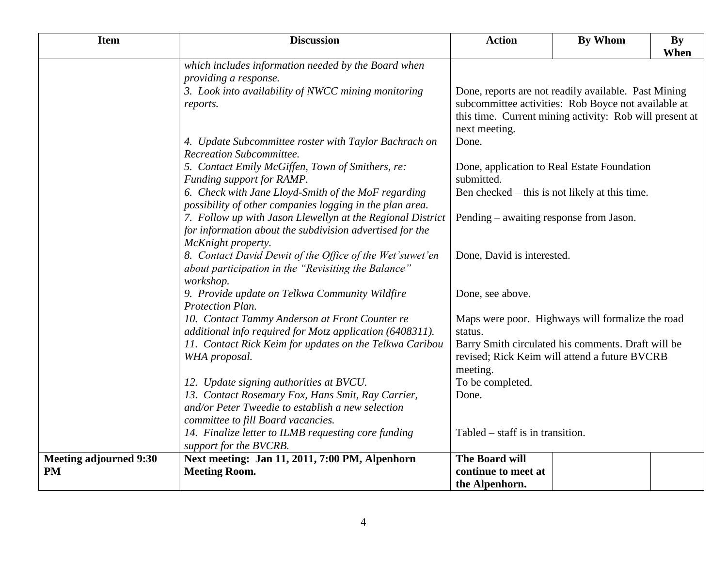| Item | Discussion | Action | By Whom | By When |
|---|---|---|---|---|
| | *which includes information needed by the Board when providing a response.* | | | |
| | *3. Look into availability of NWCC mining monitoring reports.* | Done, reports are not readily available. Past Mining subcommittee activities: Rob Boyce not available at this time. Current mining activity: Rob will present at next meeting. | | |
| | *4. Update Subcommittee roster with Taylor Bachrach on Recreation Subcommittee.* | Done. | | |
| | *5. Contact Emily McGiffen, Town of Smithers, re: Funding support for RAMP.* | Done, application to Real Estate Foundation submitted. | | |
| | *6. Check with Jane Lloyd-Smith of the MoF regarding possibility of other companies logging in the plan area.* | Ben checked – this is not likely at this time. | | |
| | *7. Follow up with Jason Llewellyn at the Regional District for information about the subdivision advertised for the McKnight property.* | Pending – awaiting response from Jason. | | |
| | *8. Contact David Dewit of the Office of the Wet'suwet'en about participation in the "Revisiting the Balance" workshop.* | Done, David is interested. | | |
| | *9. Provide update on Telkwa Community Wildfire Protection Plan.* | Done, see above. | | |
| | *10. Contact Tammy Anderson at Front Counter re additional info required for Motz application (6408311).* | Maps were poor. Highways will formalize the road status. | | |
| | *11. Contact Rick Keim for updates on the Telkwa Caribou WHA proposal.* | Barry Smith circulated his comments. Draft will be revised; Rick Keim will attend a future BVCRB meeting. | | |
| | *12. Update signing authorities at BVCU.* | To be completed. | | |
| | *13. Contact Rosemary Fox, Hans Smit, Ray Carrier, and/or Peter Tweedie to establish a new selection committee to fill Board vacancies.* | Done. | | |
| | *14. Finalize letter to ILMB requesting core funding support for the BVCRB.* | Tabled – staff is in transition. | | |
| **Meeting adjourned 9:30 PM** | **Next meeting: Jan 11, 2011, 7:00 PM, Alpenhorn Meeting Room.** | **The Board will continue to meet at the Alpenhorn.** | | |